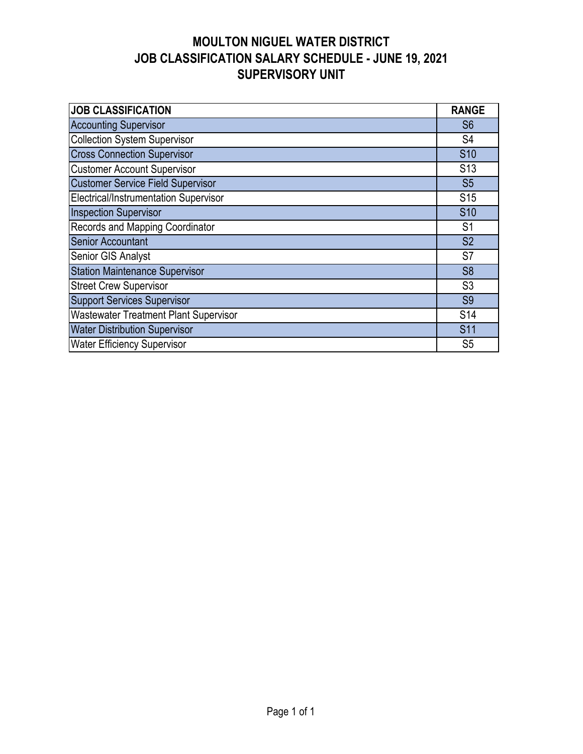# MOULTON NIGUEL WATER DISTRICT
## JOB CLASSIFICATION SALARY SCHEDULE - JUNE 19, 2021
## SUPERVISORY UNIT

| JOB CLASSIFICATION | RANGE |
|---|---|
| Accounting Supervisor | S6 |
| Collection System Supervisor | S4 |
| Cross Connection Supervisor | S10 |
| Customer Account Supervisor | S13 |
| Customer Service Field Supervisor | S5 |
| Electrical/Instrumentation Supervisor | S15 |
| Inspection Supervisor | S10 |
| Records and Mapping Coordinator | S1 |
| Senior Accountant | S2 |
| Senior GIS Analyst | S7 |
| Station Maintenance Supervisor | S8 |
| Street Crew Supervisor | S3 |
| Support Services Supervisor | S9 |
| Wastewater Treatment Plant Supervisor | S14 |
| Water Distribution Supervisor | S11 |
| Water Efficiency Supervisor | S5 |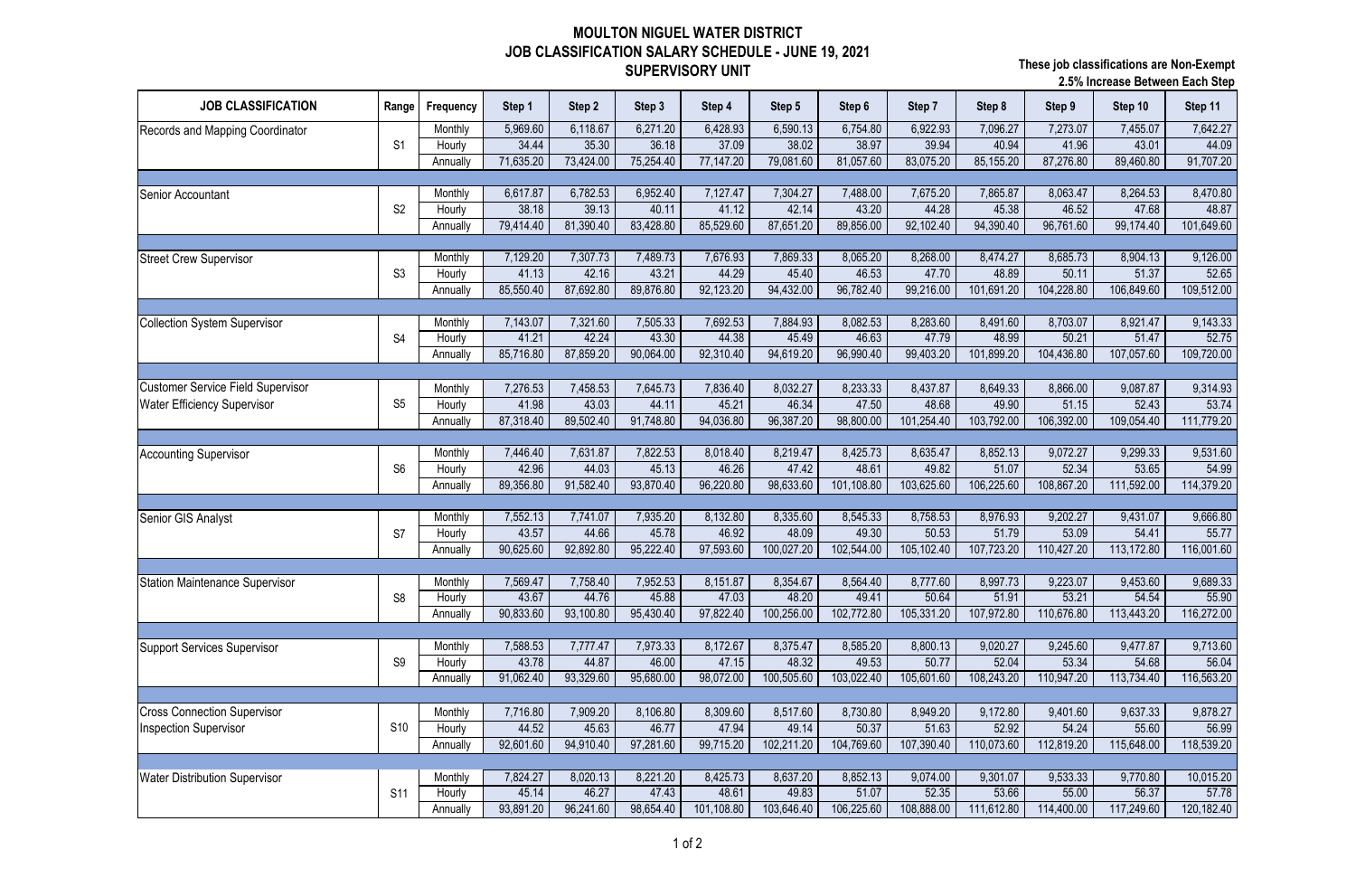# MOULTON NIGUEL WATER DISTRICT
## JOB CLASSIFICATION SALARY SCHEDULE - JUNE 19, 2021
### SUPERVISORY UNIT

**These job classifications are Non-Exempt**
**2.5% Increase Between Each Step**

| JOB CLASSIFICATION | Range | Frequency | Step 1 | Step 2 | Step 3 | Step 4 | Step 5 | Step 6 | Step 7 | Step 8 | Step 9 | Step 10 | Step 11 |
|---|---|---|---|---|---|---|---|---|---|---|---|---|---|
| Records and Mapping Coordinator | S1 | Monthly | 5,969.60 | 6,118.67 | 6,271.20 | 6,428.93 | 6,590.13 | 6,754.80 | 6,922.93 | 7,096.27 | 7,273.07 | 7,455.07 | 7,642.27 |
| | | Hourly | 34.44 | 35.30 | 36.18 | 37.09 | 38.02 | 38.97 | 39.94 | 40.94 | 41.96 | 43.01 | 44.09 |
| | | Annually | 71,635.20 | 73,424.00 | 75,254.40 | 77,147.20 | 79,081.60 | 81,057.60 | 83,075.20 | 85,155.20 | 87,276.80 | 89,460.80 | 91,707.20 |
| Senior Accountant | S2 | Monthly | 6,617.87 | 6,782.53 | 6,952.40 | 7,127.47 | 7,304.27 | 7,488.00 | 7,675.20 | 7,865.87 | 8,063.47 | 8,264.53 | 8,470.80 |
| | | Hourly | 38.18 | 39.13 | 40.11 | 41.12 | 42.14 | 43.20 | 44.28 | 45.38 | 46.52 | 47.68 | 48.87 |
| | | Annually | 79,414.40 | 81,390.40 | 83,428.80 | 85,529.60 | 87,651.20 | 89,856.00 | 92,102.40 | 94,390.40 | 96,761.60 | 99,174.40 | 101,649.60 |
| Street Crew Supervisor | S3 | Monthly | 7,129.20 | 7,307.73 | 7,489.73 | 7,676.93 | 7,869.33 | 8,065.20 | 8,268.00 | 8,474.27 | 8,685.73 | 8,904.13 | 9,126.00 |
| | | Hourly | 41.13 | 42.16 | 43.21 | 44.29 | 45.40 | 46.53 | 47.70 | 48.89 | 50.11 | 51.37 | 52.65 |
| | | Annually | 85,550.40 | 87,692.80 | 89,876.80 | 92,123.20 | 94,432.00 | 96,782.40 | 99,216.00 | 101,691.20 | 104,228.80 | 106,849.60 | 109,512.00 |
| Collection System Supervisor | S4 | Monthly | 7,143.07 | 7,321.60 | 7,505.33 | 7,692.53 | 7,884.93 | 8,082.53 | 8,283.60 | 8,491.60 | 8,703.07 | 8,921.47 | 9,143.33 |
| | | Hourly | 41.21 | 42.24 | 43.30 | 44.38 | 45.49 | 46.63 | 47.79 | 48.99 | 50.21 | 51.47 | 52.75 |
| | | Annually | 85,716.80 | 87,859.20 | 90,064.00 | 92,310.40 | 94,619.20 | 96,990.40 | 99,403.20 | 101,899.20 | 104,436.80 | 107,057.60 | 109,720.00 |
| Customer Service Field Supervisor<br>Water Efficiency Supervisor | S5 | Monthly | 7,276.53 | 7,458.53 | 7,645.73 | 7,836.40 | 8,032.27 | 8,233.33 | 8,437.87 | 8,649.33 | 8,866.00 | 9,087.87 | 9,314.93 |
| | | Hourly | 41.98 | 43.03 | 44.11 | 45.21 | 46.34 | 47.50 | 48.68 | 49.90 | 51.15 | 52.43 | 53.74 |
| | | Annually | 87,318.40 | 89,502.40 | 91,748.80 | 94,036.80 | 96,387.20 | 98,800.00 | 101,254.40 | 103,792.00 | 106,392.00 | 109,054.40 | 111,779.20 |
| Accounting Supervisor | S6 | Monthly | 7,446.40 | 7,631.87 | 7,822.53 | 8,018.40 | 8,219.47 | 8,425.73 | 8,635.47 | 8,852.13 | 9,072.27 | 9,299.33 | 9,531.60 |
| | | Hourly | 42.96 | 44.03 | 45.13 | 46.26 | 47.42 | 48.61 | 49.82 | 51.07 | 52.34 | 53.65 | 54.99 |
| | | Annually | 89,356.80 | 91,582.40 | 93,870.40 | 96,220.80 | 98,633.60 | 101,108.80 | 103,625.60 | 106,225.60 | 108,867.20 | 111,592.00 | 114,379.20 |
| Senior GIS Analyst | S7 | Monthly | 7,552.13 | 7,741.07 | 7,935.20 | 8,132.80 | 8,335.60 | 8,545.33 | 8,758.53 | 8,976.93 | 9,202.27 | 9,431.07 | 9,666.80 |
| | | Hourly | 43.57 | 44.66 | 45.78 | 46.92 | 48.09 | 49.30 | 50.53 | 51.79 | 53.09 | 54.41 | 55.77 |
| | | Annually | 90,625.60 | 92,892.80 | 95,222.40 | 97,593.60 | 100,027.20 | 102,544.00 | 105,102.40 | 107,723.20 | 110,427.20 | 113,172.80 | 116,001.60 |
| Station Maintenance Supervisor | S8 | Monthly | 7,569.47 | 7,758.40 | 7,952.53 | 8,151.87 | 8,354.67 | 8,564.40 | 8,777.60 | 8,997.73 | 9,223.07 | 9,453.60 | 9,689.33 |
| | | Hourly | 43.67 | 44.76 | 45.88 | 47.03 | 48.20 | 49.41 | 50.64 | 51.91 | 53.21 | 54.54 | 55.90 |
| | | Annually | 90,833.60 | 93,100.80 | 95,430.40 | 97,822.40 | 100,256.00 | 102,772.80 | 105,331.20 | 107,972.80 | 110,676.80 | 113,443.20 | 116,272.00 |
| Support Services Supervisor | S9 | Monthly | 7,588.53 | 7,777.47 | 7,973.33 | 8,172.67 | 8,375.47 | 8,585.20 | 8,800.13 | 9,020.27 | 9,245.60 | 9,477.87 | 9,713.60 |
| | | Hourly | 43.78 | 44.87 | 46.00 | 47.15 | 48.32 | 49.53 | 50.77 | 52.04 | 53.34 | 54.68 | 56.04 |
| | | Annually | 91,062.40 | 93,329.60 | 95,680.00 | 98,072.00 | 100,505.60 | 103,022.40 | 105,601.60 | 108,243.20 | 110,947.20 | 113,734.40 | 116,563.20 |
| Cross Connection Supervisor<br>Inspection Supervisor | S10 | Monthly | 7,716.80 | 7,909.20 | 8,106.80 | 8,309.60 | 8,517.60 | 8,730.80 | 8,949.20 | 9,172.80 | 9,401.60 | 9,637.33 | 9,878.27 |
| | | Hourly | 44.52 | 45.63 | 46.77 | 47.94 | 49.14 | 50.37 | 51.63 | 52.92 | 54.24 | 55.60 | 56.99 |
| | | Annually | 92,601.60 | 94,910.40 | 97,281.60 | 99,715.20 | 102,211.20 | 104,769.60 | 107,390.40 | 110,073.60 | 112,819.20 | 115,648.00 | 118,539.20 |
| Water Distribution Supervisor | S11 | Monthly | 7,824.27 | 8,020.13 | 8,221.20 | 8,425.73 | 8,637.20 | 8,852.13 | 9,074.00 | 9,301.07 | 9,533.33 | 9,770.80 | 10,015.20 |
| | | Hourly | 45.14 | 46.27 | 47.43 | 48.61 | 49.83 | 51.07 | 52.35 | 53.66 | 55.00 | 56.37 | 57.78 |
| | | Annually | 93,891.20 | 96,241.60 | 98,654.40 | 101,108.80 | 103,646.40 | 106,225.60 | 108,888.00 | 111,612.80 | 114,400.00 | 117,249.60 | 120,182.40 |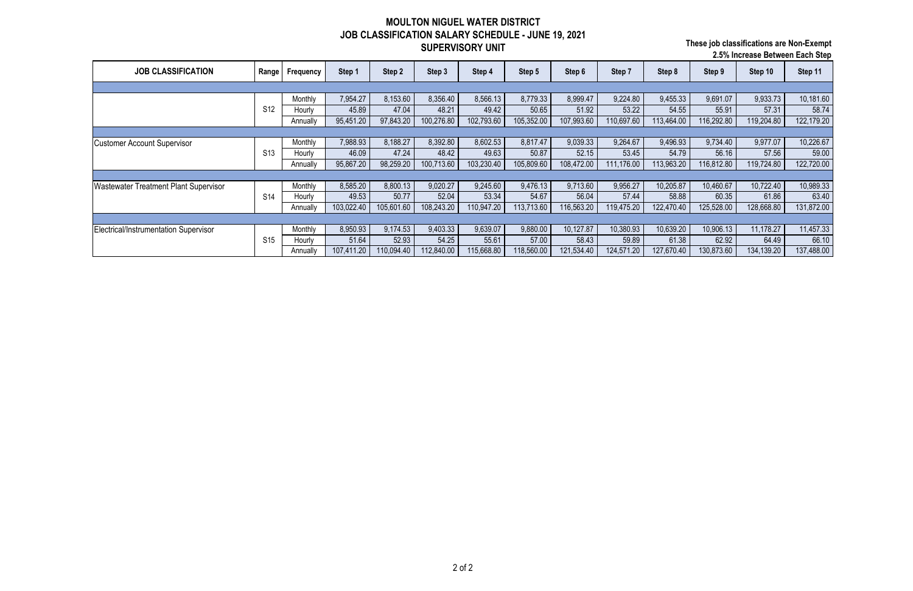# MOULTON NIGUEL WATER DISTRICT
## JOB CLASSIFICATION SALARY SCHEDULE - JUNE 19, 2021
## SUPERVISORY UNIT

**These job classifications are Non-Exempt**
**2.5% Increase Between Each Step**

| JOB CLASSIFICATION | Range | Frequency | Step 1 | Step 2 | Step 3 | Step 4 | Step 5 | Step 6 | Step 7 | Step 8 | Step 9 | Step 10 | Step 11 |
|---|---|---|---|---|---|---|---|---|---|---|---|---|---|
| | | Monthly | 7,954.27 | 8,153.60 | 8,356.40 | 8,566.13 | 8,779.33 | 8,999.47 | 9,224.80 | 9,455.33 | 9,691.07 | 9,933.73 | 10,181.60 |
| | S12 | Hourly | 45.89 | 47.04 | 48.21 | 49.42 | 50.65 | 51.92 | 53.22 | 54.55 | 55.91 | 57.31 | 58.74 |
| | | Annually | 95,451.20 | 97,843.20 | 100,276.80 | 102,793.60 | 105,352.00 | 107,993.60 | 110,697.60 | 113,464.00 | 116,292.80 | 119,204.80 | 122,179.20 |
| Customer Account Supervisor | | Monthly | 7,988.93 | 8,188.27 | 8,392.80 | 8,602.53 | 8,817.47 | 9,039.33 | 9,264.67 | 9,496.93 | 9,734.40 | 9,977.07 | 10,226.67 |
| | S13 | Hourly | 46.09 | 47.24 | 48.42 | 49.63 | 50.87 | 52.15 | 53.45 | 54.79 | 56.16 | 57.56 | 59.00 |
| | | Annually | 95,867.20 | 98,259.20 | 100,713.60 | 103,230.40 | 105,809.60 | 108,472.00 | 111,176.00 | 113,963.20 | 116,812.80 | 119,724.80 | 122,720.00 |
| Wastewater Treatment Plant Supervisor | | Monthly | 8,585.20 | 8,800.13 | 9,020.27 | 9,245.60 | 9,476.13 | 9,713.60 | 9,956.27 | 10,205.87 | 10,460.67 | 10,722.40 | 10,989.33 |
| | S14 | Hourly | 49.53 | 50.77 | 52.04 | 53.34 | 54.67 | 56.04 | 57.44 | 58.88 | 60.35 | 61.86 | 63.40 |
| | | Annually | 103,022.40 | 105,601.60 | 108,243.20 | 110,947.20 | 113,713.60 | 116,563.20 | 119,475.20 | 122,470.40 | 125,528.00 | 128,668.80 | 131,872.00 |
| Electrical/Instrumentation Supervisor | | Monthly | 8,950.93 | 9,174.53 | 9,403.33 | 9,639.07 | 9,880.00 | 10,127.87 | 10,380.93 | 10,639.20 | 10,906.13 | 11,178.27 | 11,457.33 |
| | S15 | Hourly | 51.64 | 52.93 | 54.25 | 55.61 | 57.00 | 58.43 | 59.89 | 61.38 | 62.92 | 64.49 | 66.10 |
| | | Annually | 107,411.20 | 110,094.40 | 112,840.00 | 115,668.80 | 118,560.00 | 121,534.40 | 124,571.20 | 127,670.40 | 130,873.60 | 134,139.20 | 137,488.00 |